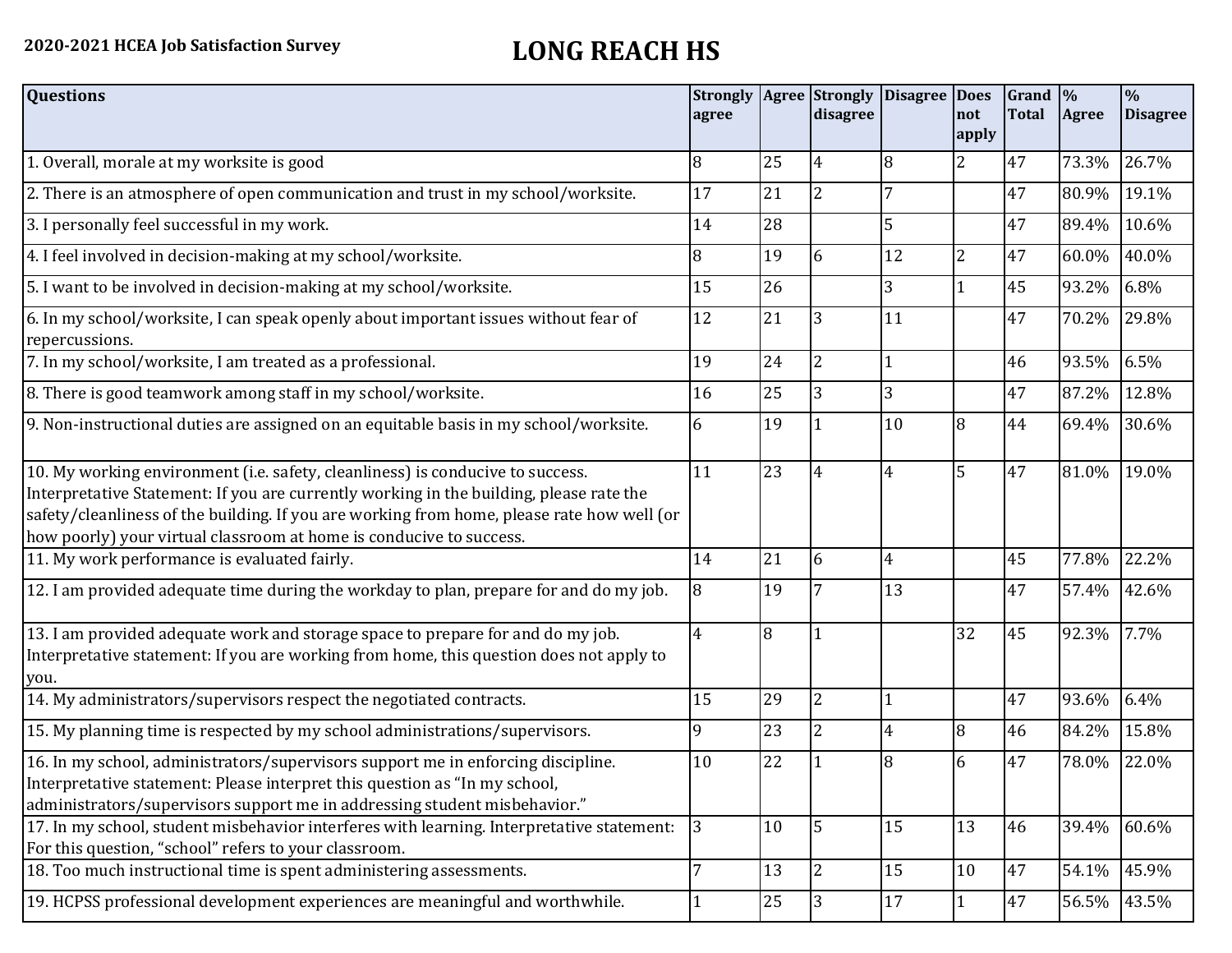**2020-2021 HCEA Job Satisfaction Survey**

# LONG REACH HS

| Questions | Strongly agree | Agree | Strongly disagree | Disagree | Does not apply | Grand Total | % Agree | % Disagree |
|---|---|---|---|---|---|---|---|---|
| 1. Overall, morale at my worksite is good | 8 | 25 | 4 | 8 | 2 | 47 | 73.3% | 26.7% |
| 2. There is an atmosphere of open communication and trust in my school/worksite. | 17 | 21 | 2 | 7 | | 47 | 80.9% | 19.1% |
| 3. I personally feel successful in my work. | 14 | 28 | | 5 | | 47 | 89.4% | 10.6% |
| 4. I feel involved in decision-making at my school/worksite. | 8 | 19 | 6 | 12 | 2 | 47 | 60.0% | 40.0% |
| 5. I want to be involved in decision-making at my school/worksite. | 15 | 26 | | 3 | 1 | 45 | 93.2% | 6.8% |
| 6. In my school/worksite, I can speak openly about important issues without fear of repercussions. | 12 | 21 | 3 | 11 | | 47 | 70.2% | 29.8% |
| 7. In my school/worksite, I am treated as a professional. | 19 | 24 | 2 | 1 | | 46 | 93.5% | 6.5% |
| 8. There is good teamwork among staff in my school/worksite. | 16 | 25 | 3 | 3 | | 47 | 87.2% | 12.8% |
| 9. Non-instructional duties are assigned on an equitable basis in my school/worksite. | 6 | 19 | 1 | 10 | 8 | 44 | 69.4% | 30.6% |
| 10. My working environment (i.e. safety, cleanliness) is conducive to success. Interpretative Statement: If you are currently working in the building, please rate the safety/cleanliness of the building. If you are working from home, please rate how well (or how poorly) your virtual classroom at home is conducive to success. | 11 | 23 | 4 | 4 | 5 | 47 | 81.0% | 19.0% |
| 11. My work performance is evaluated fairly. | 14 | 21 | 6 | 4 | | 45 | 77.8% | 22.2% |
| 12. I am provided adequate time during the workday to plan, prepare for and do my job. | 8 | 19 | 7 | 13 | | 47 | 57.4% | 42.6% |
| 13. I am provided adequate work and storage space to prepare for and do my job. Interpretative statement: If you are working from home, this question does not apply to you. | 4 | 8 | 1 | | 32 | 45 | 92.3% | 7.7% |
| 14. My administrators/supervisors respect the negotiated contracts. | 15 | 29 | 2 | 1 | | 47 | 93.6% | 6.4% |
| 15. My planning time is respected by my school administrations/supervisors. | 9 | 23 | 2 | 4 | 8 | 46 | 84.2% | 15.8% |
| 16. In my school, administrators/supervisors support me in enforcing discipline. Interpretative statement: Please interpret this question as "In my school, administrators/supervisors support me in addressing student misbehavior." | 10 | 22 | 1 | 8 | 6 | 47 | 78.0% | 22.0% |
| 17. In my school, student misbehavior interferes with learning. Interpretative statement: For this question, "school" refers to your classroom. | 3 | 10 | 5 | 15 | 13 | 46 | 39.4% | 60.6% |
| 18. Too much instructional time is spent administering assessments. | 7 | 13 | 2 | 15 | 10 | 47 | 54.1% | 45.9% |
| 19. HCPSS professional development experiences are meaningful and worthwhile. | 1 | 25 | 3 | 17 | 1 | 47 | 56.5% | 43.5% |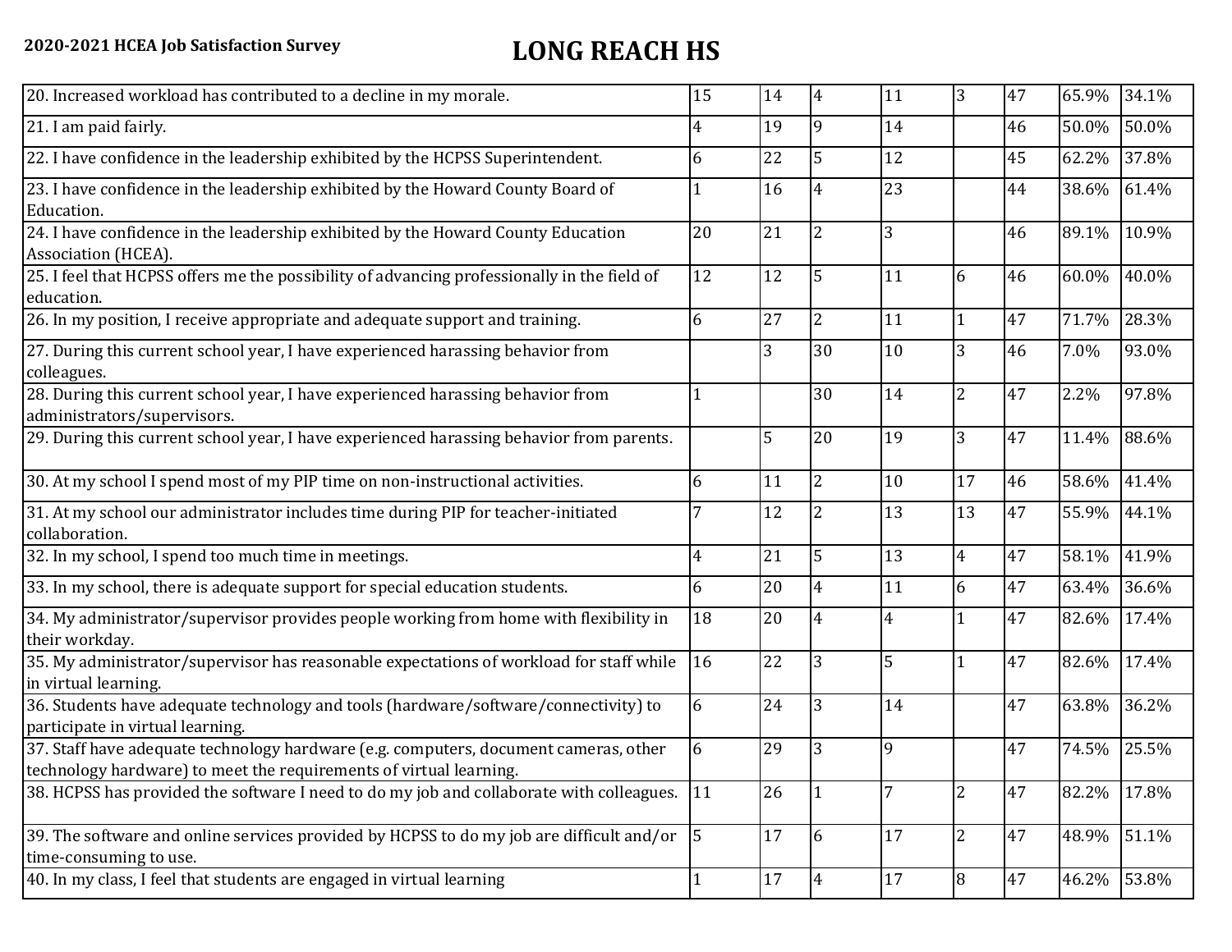| | | | | | | | | |
|---|---|---|---|---|---|---|---|---|
| 20. Increased workload has contributed to a decline in my morale. | 15 | 14 | 4 | 11 | 3 | 47 | 65.9% | 34.1% |
| 21. I am paid fairly. | 4 | 19 | 9 | 14 | | 46 | 50.0% | 50.0% |
| 22. I have confidence in the leadership exhibited by the HCPSS Superintendent. | 6 | 22 | 5 | 12 | | 45 | 62.2% | 37.8% |
| 23. I have confidence in the leadership exhibited by the Howard County Board of Education. | 1 | 16 | 4 | 23 | | 44 | 38.6% | 61.4% |
| 24. I have confidence in the leadership exhibited by the Howard County Education Association (HCEA). | 20 | 21 | 2 | 3 | | 46 | 89.1% | 10.9% |
| 25. I feel that HCPSS offers me the possibility of advancing professionally in the field of education. | 12 | 12 | 5 | 11 | 6 | 46 | 60.0% | 40.0% |
| 26. In my position, I receive appropriate and adequate support and training. | 6 | 27 | 2 | 11 | 1 | 47 | 71.7% | 28.3% |
| 27. During this current school year, I have experienced harassing behavior from colleagues. | | 3 | 30 | 10 | 3 | 46 | 7.0% | 93.0% |
| 28. During this current school year, I have experienced harassing behavior from administrators/supervisors. | 1 | | 30 | 14 | 2 | 47 | 2.2% | 97.8% |
| 29. During this current school year, I have experienced harassing behavior from parents. | | 5 | 20 | 19 | 3 | 47 | 11.4% | 88.6% |
| 30. At my school I spend most of my PIP time on non-instructional activities. | 6 | 11 | 2 | 10 | 17 | 46 | 58.6% | 41.4% |
| 31. At my school our administrator includes time during PIP for teacher-initiated collaboration. | 7 | 12 | 2 | 13 | 13 | 47 | 55.9% | 44.1% |
| 32. In my school, I spend too much time in meetings. | 4 | 21 | 5 | 13 | 4 | 47 | 58.1% | 41.9% |
| 33. In my school, there is adequate support for special education students. | 6 | 20 | 4 | 11 | 6 | 47 | 63.4% | 36.6% |
| 34. My administrator/supervisor provides people working from home with flexibility in their workday. | 18 | 20 | 4 | 4 | 1 | 47 | 82.6% | 17.4% |
| 35. My administrator/supervisor has reasonable expectations of workload for staff while in virtual learning. | 16 | 22 | 3 | 5 | 1 | 47 | 82.6% | 17.4% |
| 36. Students have adequate technology and tools (hardware/software/connectivity) to participate in virtual learning. | 6 | 24 | 3 | 14 | | 47 | 63.8% | 36.2% |
| 37. Staff have adequate technology hardware (e.g. computers, document cameras, other technology hardware) to meet the requirements of virtual learning. | 6 | 29 | 3 | 9 | | 47 | 74.5% | 25.5% |
| 38. HCPSS has provided the software I need to do my job and collaborate with colleagues. | 11 | 26 | 1 | 7 | 2 | 47 | 82.2% | 17.8% |
| 39. The software and online services provided by HCPSS to do my job are difficult and/or time-consuming to use. | 5 | 17 | 6 | 17 | 2 | 47 | 48.9% | 51.1% |
| 40. In my class, I feel that students are engaged in virtual learning | 1 | 17 | 4 | 17 | 8 | 47 | 46.2% | 53.8% |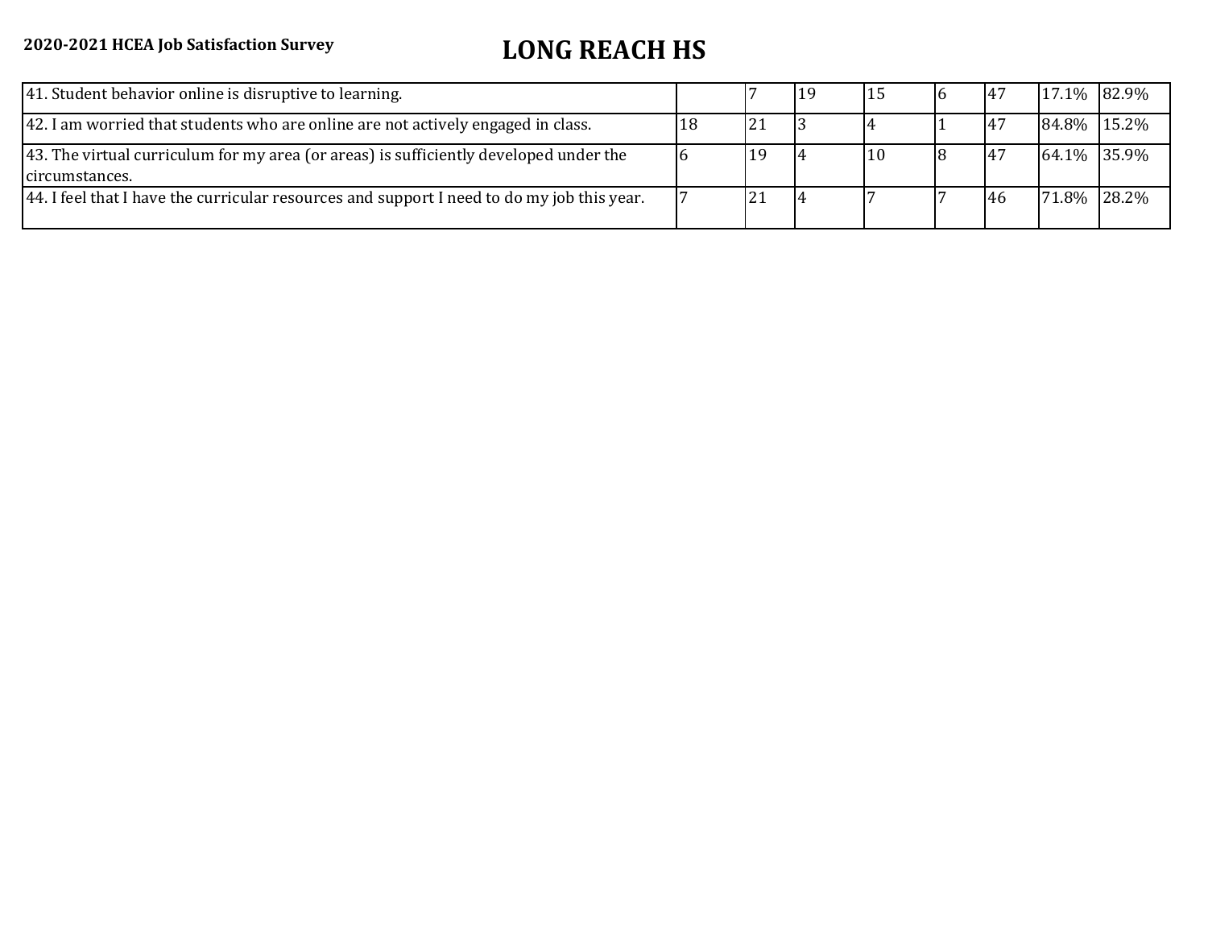**2020-2021 HCEA Job Satisfaction Survey**

# LONG REACH HS

| | | | | | | | | |
|---|---|---|---|---|---|---|---|---|
| 41. Student behavior online is disruptive to learning. | | 7 | 19 | 15 | 6 | 47 | 17.1% | 82.9% |
| 42. I am worried that students who are online are not actively engaged in class. | 18 | 21 | 3 | 4 | 1 | 47 | 84.8% | 15.2% |
| 43. The virtual curriculum for my area (or areas) is sufficiently developed under the circumstances. | 6 | 19 | 4 | 10 | 8 | 47 | 64.1% | 35.9% |
| 44. I feel that I have the curricular resources and support I need to do my job this year. | 7 | 21 | 4 | 7 | 7 | 46 | 71.8% | 28.2% |